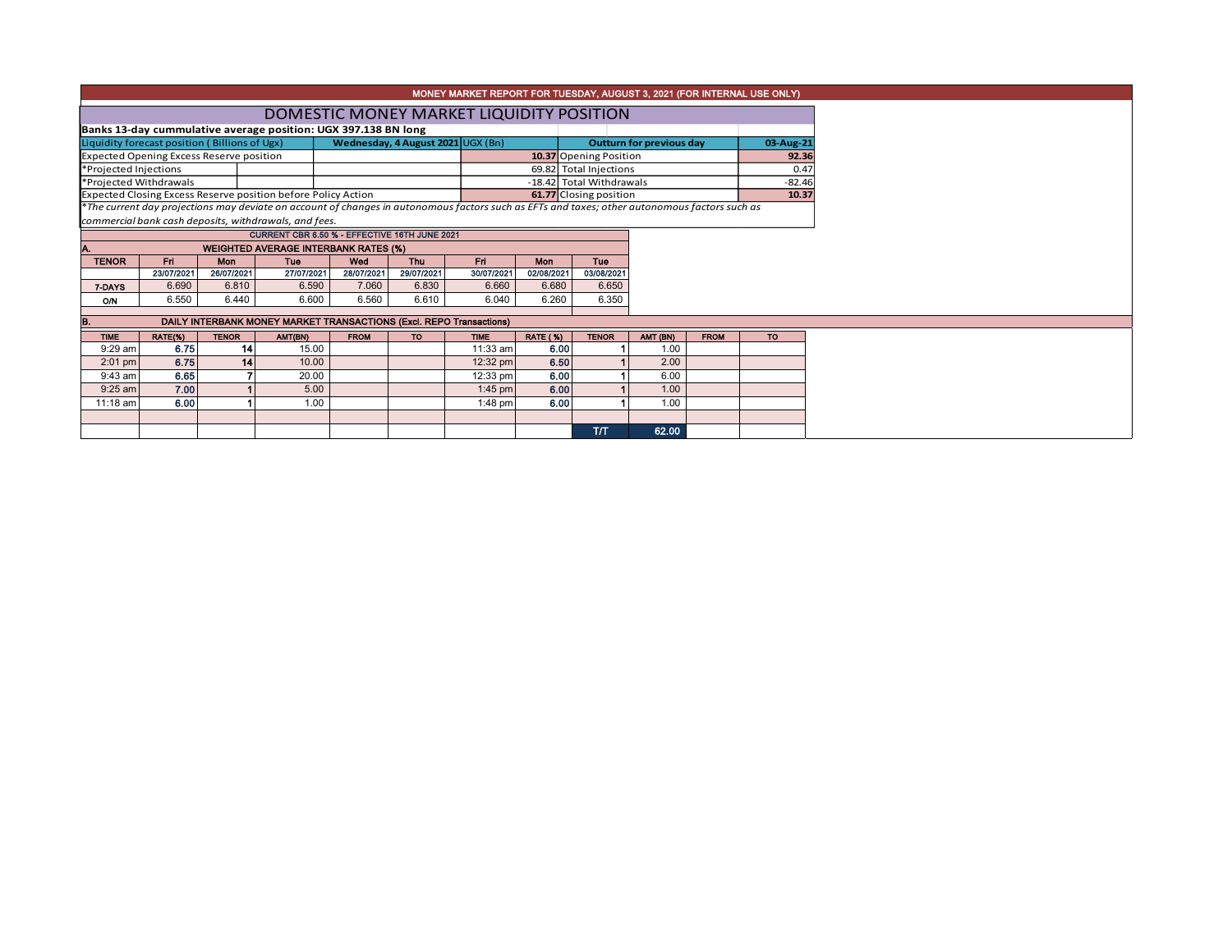# MONEY MARKET REPORT FOR TUESDAY, AUGUST 3, 2021 (FOR INTERNAL USE ONLY)

## DOMESTIC MONEY MARKET LIQUIDITY POSITION

**Banks 13-day cummulative average position: UGX 397.138 BN long**

| Liquidity forecast position ( Billions of Ugx) | Wednesday, 4 August 2021 UGX (Bn) | Outturn for previous day | 03-Aug-21 |
|---|---|---|---|
| Expected Opening Excess Reserve position | **10.37** | Opening Position | **92.36** |
| *Projected Injections | 69.82 | Total Injections | 0.47 |
| *Projected Withdrawals | -18.42 | Total Withdrawals | -82.46 |
| Expected Closing Excess Reserve position before Policy Action | **61.77** | Closing position | **10.37** |

*The current day projections may deviate on account of changes in autonomous factors such as EFTs and taxes; other autonomous factors such as commercial bank cash deposits, withdrawals, and fees.*

**CURRENT CBR 6.50 % - EFFECTIVE 16TH JUNE 2021**

### A. WEIGHTED AVERAGE INTERBANK RATES (%)

| TENOR | Fri | Mon | Tue | Wed | Thu | Fri | Mon | Tue |
|---|---|---|---|---|---|---|---|---|
| | 23/07/2021 | 26/07/2021 | 27/07/2021 | 28/07/2021 | 29/07/2021 | 30/07/2021 | 02/08/2021 | 03/08/2021 |
| 7-DAYS | 6.690 | 6.810 | 6.590 | 7.060 | 6.830 | 6.660 | 6.680 | 6.650 |
| O/N | 6.550 | 6.440 | 6.600 | 6.560 | 6.610 | 6.040 | 6.260 | 6.350 |

### B. DAILY INTERBANK MONEY MARKET TRANSACTIONS (Excl. REPO Transactions)

| TIME | RATE(%) | TENOR | AMT(BN) | FROM | TO | TIME | RATE (%) | TENOR | AMT (BN) | FROM | TO |
|---|---|---|---|---|---|---|---|---|---|---|---|
| 9:29 am | 6.75 | 14 | 15.00 | | | 11:33 am | 6.00 | 1 | 1.00 | | |
| 2:01 pm | 6.75 | 14 | 10.00 | | | 12:32 pm | 6.50 | 1 | 2.00 | | |
| 9:43 am | 6.65 | 7 | 20.00 | | | 12:33 pm | 6.00 | 1 | 6.00 | | |
| 9:25 am | 7.00 | 1 | 5.00 | | | 1:45 pm | 6.00 | 1 | 1.00 | | |
| 11:18 am | 6.00 | 1 | 1.00 | | | 1:48 pm | 6.00 | 1 | 1.00 | | |
| | | | | | | | | T/T | 62.00 | | |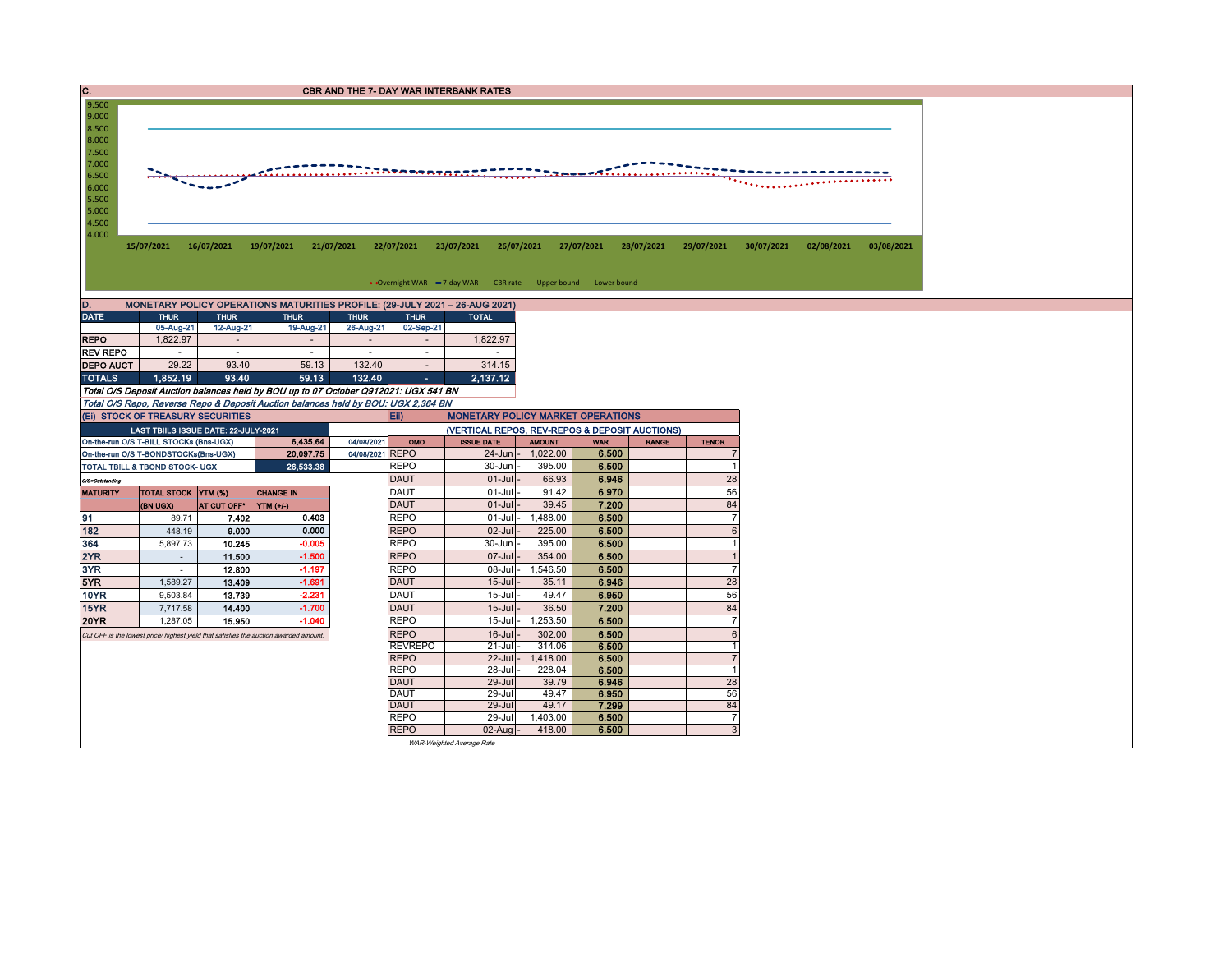## C. CBR AND THE 7- DAY WAR INTERBANK RATES

9.500
9.000
8.500
8.000
7.500
7.000
6.500
6.000
5.500
5.000
4.500
4.000

15/07/2021 16/07/2021 19/07/2021 21/07/2021 22/07/2021 23/07/2021 26/07/2021 27/07/2021 28/07/2021 29/07/2021 30/07/2021 02/08/2021 03/08/2021

Overnight WAR, 7-day WAR, CBR rate, Upper bound, Lower bound

## D. MONETARY POLICY OPERATIONS MATURITIES PROFILE: (29-JULY 2021 – 26-AUG 2021)

| DATE | THUR | THUR | THUR | THUR | THUR | TOTAL |
|---|---|---|---|---|---|---|
| | 05-Aug-21 | 12-Aug-21 | 19-Aug-21 | 26-Aug-21 | 02-Sep-21 | |
| REPO | 1,822.97 | - | - | - | - | 1,822.97 |
| REV REPO | - | - | - | - | - | - |
| DEPO AUCT | 29.22 | 93.40 | 59.13 | 132.40 | - | 314.15 |
| TOTALS | 1,852.19 | 93.40 | 59.13 | 132.40 | - | 2,137.12 |

*Total O/S Deposit Auction balances held by BOU up to 07 October Q912021: UGX 541 BN*

*Total O/S Repo, Reverse Repo & Deposit Auction balances held by BOU: UGX 2,364 BN*

### (Ei) STOCK OF TREASURY SECURITIES

| LAST TBIILS ISSUE DATE: 22-JULY-2021 | | |
|---|---|---|
| On-the-run O/S T-BILL STOCKs (Bns-UGX) | 6,435.64 | 04/08/2021 |
| On-the-run O/S T-BONDSTOCKs(Bns-UGX) | 20,097.75 | 04/08/2021 |
| TOTAL TBILL & TBOND STOCK- UGX | 26,533.38 | |

*O/S=Outstanding*

| MATURITY | TOTAL STOCK (BN UGX) | YTM (%) AT CUT OFF* | CHANGE IN YTM (+/-) |
|---|---|---|---|
| 91 | 89.71 | 7.402 | 0.403 |
| 182 | 448.19 | 9.000 | 0.000 |
| 364 | 5,897.73 | 10.245 | -0.005 |
| 2YR | - | 11.500 | -1.500 |
| 3YR | - | 12.800 | -1.197 |
| 5YR | 1,589.27 | 13.409 | -1.691 |
| 10YR | 9,503.84 | 13.739 | -2.231 |
| 15YR | 7,717.58 | 14.400 | -1.700 |
| 20YR | 1,287.05 | 15.950 | -1.040 |

*Cut OFF is the lowest price/ highest yield that satisfies the auction awarded amount.*

### Eii) MONETARY POLICY MARKET OPERATIONS

(VERTICAL REPOS, REV-REPOS & DEPOSIT AUCTIONS)

| OMO | ISSUE DATE | AMOUNT | WAR | RANGE | TENOR |
|---|---|---|---|---|---|
| REPO | 24-Jun | 1,022.00 | 6.500 | | 7 |
| REPO | 30-Jun | 395.00 | 6.500 | | 1 |
| DAUT | 01-Jul | 66.93 | 6.946 | | 28 |
| DAUT | 01-Jul | 91.42 | 6.970 | | 56 |
| DAUT | 01-Jul | 39.45 | 7.200 | | 84 |
| REPO | 01-Jul | 1,488.00 | 6.500 | | 7 |
| REPO | 02-Jul | 225.00 | 6.500 | | 6 |
| REPO | 30-Jun | 395.00 | 6.500 | | 1 |
| REPO | 07-Jul | 354.00 | 6.500 | | 1 |
| REPO | 08-Jul | 1,546.50 | 6.500 | | 7 |
| DAUT | 15-Jul | 35.11 | 6.946 | | 28 |
| DAUT | 15-Jul | 49.47 | 6.950 | | 56 |
| DAUT | 15-Jul | 36.50 | 7.200 | | 84 |
| REPO | 15-Jul | 1,253.50 | 6.500 | | 7 |
| REPO | 16-Jul | 302.00 | 6.500 | | 6 |
| REVREPO | 21-Jul | 314.06 | 6.500 | | 1 |
| REPO | 22-Jul | 1,418.00 | 6.500 | | 7 |
| REPO | 28-Jul | 228.04 | 6.500 | | 1 |
| DAUT | 29-Jul | 39.79 | 6.946 | | 28 |
| DAUT | 29-Jul | 49.47 | 6.950 | | 56 |
| DAUT | 29-Jul | 49.17 | 7.299 | | 84 |
| REPO | 29-Jul | 1,403.00 | 6.500 | | 7 |
| REPO | 02-Aug | 418.00 | 6.500 | | 3 |

*WAR-Weighted Average Rate*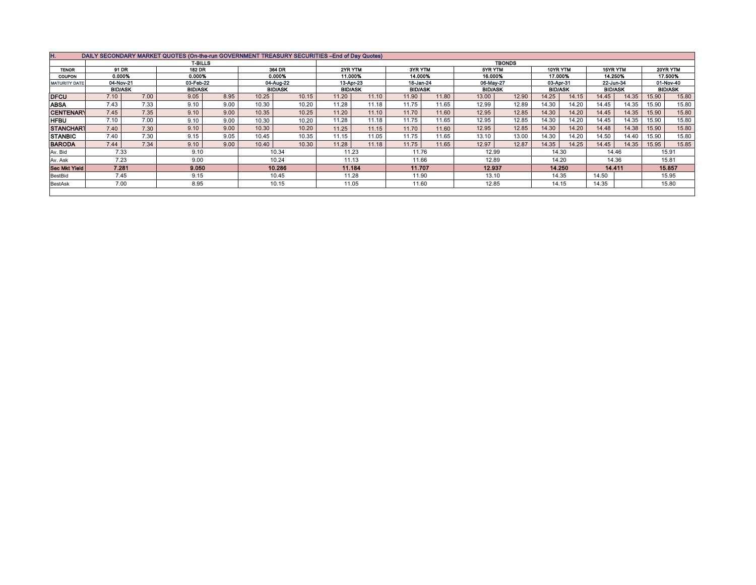| H. | DAILY SECONDARY MARKET QUOTES (On-the-run GOVERNMENT TREASURY SECURITIES –End of Day Quotes) | | | | | | | | | | | | | | | | | |
|---|---|---|---|---|---|---|---|---|---|---|---|---|---|---|---|---|---|---|
| | T-BILLS | | | | | | TBONDS | | | | | | | | | | | |
| TENOR | 91 DR | | 182 DR | | 364 DR | | 2YR YTM | | 3YR YTM | | 5YR YTM | | 10YR YTM | | 15YR YTM | | 20YR YTM | |
| COUPON | 0.000% | | 0.000% | | 0.000% | | 11.000% | | 14.000% | | 16.000% | | 17.000% | | 14.250% | | 17.500% | |
| MATURITY DATE | 04-Nov-21 | | 03-Feb-22 | | 04-Aug-22 | | 13-Apr-23 | | 18-Jan-24 | | 06-May-27 | | 03-Apr-31 | | 22-Jun-34 | | 01-Nov-40 | |
| | BID/ASK | | BID/ASK | | BID/ASK | | BID/ASK | | BID/ASK | | BID/ASK | | BID/ASK | | BID/ASK | | BID/ASK | |
| **DFCU** | 7.10 | 7.00 | 9.05 | 8.95 | 10.25 | 10.15 | 11.20 | 11.10 | 11.90 | 11.80 | 13.00 | 12.90 | 14.25 | 14.15 | 14.45 | 14.35 | 15.90 | 15.80 |
| **ABSA** | 7.43 | 7.33 | 9.10 | 9.00 | 10.30 | 10.20 | 11.28 | 11.18 | 11.75 | 11.65 | 12.99 | 12.89 | 14.30 | 14.20 | 14.45 | 14.35 | 15.90 | 15.80 |
| **CENTENARY** | 7.45 | 7.35 | 9.10 | 9.00 | 10.35 | 10.25 | 11.20 | 11.10 | 11.70 | 11.60 | 12.95 | 12.85 | 14.30 | 14.20 | 14.45 | 14.35 | 15.90 | 15.80 |
| **HFBU** | 7.10 | 7.00 | 9.10 | 9.00 | 10.30 | 10.20 | 11.28 | 11.18 | 11.75 | 11.65 | 12.95 | 12.85 | 14.30 | 14.20 | 14.45 | 14.35 | 15.90 | 15.80 |
| **STANCHART** | 7.40 | 7.30 | 9.10 | 9.00 | 10.30 | 10.20 | 11.25 | 11.15 | 11.70 | 11.60 | 12.95 | 12.85 | 14.30 | 14.20 | 14.48 | 14.38 | 15.90 | 15.80 |
| **STANBIC** | 7.40 | 7.30 | 9.15 | 9.05 | 10.45 | 10.35 | 11.15 | 11.05 | 11.75 | 11.65 | 13.10 | 13.00 | 14.30 | 14.20 | 14.50 | 14.40 | 15.90 | 15.80 |
| **BARODA** | 7.44 | 7.34 | 9.10 | 9.00 | 10.40 | 10.30 | 11.28 | 11.18 | 11.75 | 11.65 | 12.97 | 12.87 | 14.35 | 14.25 | 14.45 | 14.35 | 15.95 | 15.85 |
| Av. Bid | 7.33 | | 9.10 | | 10.34 | | 11.23 | | 11.76 | | 12.99 | | 14.30 | | 14.46 | | 15.91 | |
| Av. Ask | 7.23 | | 9.00 | | 10.24 | | 11.13 | | 11.66 | | 12.89 | | 14.20 | | 14.36 | | 15.81 | |
| **Sec Mkt Yield** | **7.281** | | **9.050** | | **10.286** | | **11.184** | | **11.707** | | **12.937** | | **14.250** | | **14.411** | | **15.857** | |
| BestBid | 7.45 | | 9.15 | | 10.45 | | 11.28 | | 11.90 | | 13.10 | | 14.35 | | 14.50 | | 15.95 | |
| BestAsk | 7.00 | | 8.95 | | 10.15 | | 11.05 | | 11.60 | | 12.85 | | 14.15 | | 14.35 | | 15.80 | |